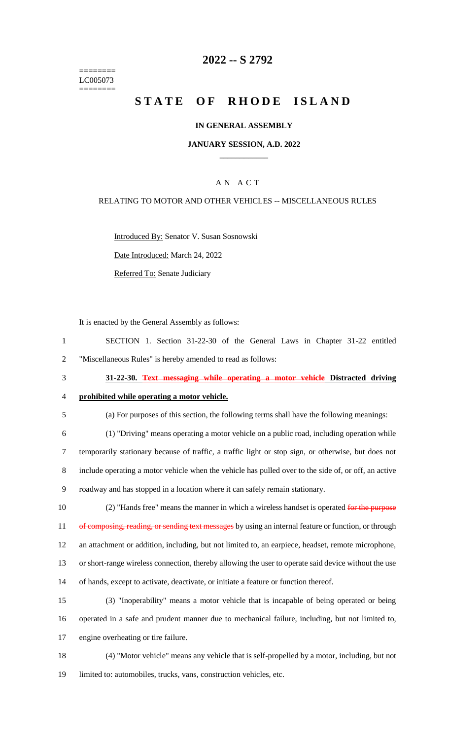========
LC005073
========

# 2022 -- S 2792

# STATE OF RHODE ISLAND

## IN GENERAL ASSEMBLY

### JANUARY SESSION, A.D. 2022

---

### A N A C T

### RELATING TO MOTOR AND OTHER VEHICLES -- MISCELLANEOUS RULES

Introduced By: Senator V. Susan Sosnowski

Date Introduced: March 24, 2022

Referred To: Senate Judiciary

It is enacted by the General Assembly as follows:

1 SECTION 1. Section 31-22-30 of the General Laws in Chapter 31-22 entitled
2 "Miscellaneous Rules" is hereby amended to read as follows:

3 **31-22-30. ~~Text messaging while operating a motor vehicle~~ Distracted driving**
4 **prohibited while operating a motor vehicle.**

5 (a) For purposes of this section, the following terms shall have the following meanings:

6 (1) "Driving" means operating a motor vehicle on a public road, including operation while
7 temporarily stationary because of traffic, a traffic light or stop sign, or otherwise, but does not
8 include operating a motor vehicle when the vehicle has pulled over to the side of, or off, an active
9 roadway and has stopped in a location where it can safely remain stationary.

10 (2) "Hands free" means the manner in which a wireless handset is operated ~~for the purpose~~
11 ~~of composing, reading, or sending text messages~~ by using an internal feature or function, or through
12 an attachment or addition, including, but not limited to, an earpiece, headset, remote microphone,
13 or short-range wireless connection, thereby allowing the user to operate said device without the use
14 of hands, except to activate, deactivate, or initiate a feature or function thereof.

15 (3) "Inoperability" means a motor vehicle that is incapable of being operated or being
16 operated in a safe and prudent manner due to mechanical failure, including, but not limited to,
17 engine overheating or tire failure.

18 (4) "Motor vehicle" means any vehicle that is self-propelled by a motor, including, but not
19 limited to: automobiles, trucks, vans, construction vehicles, etc.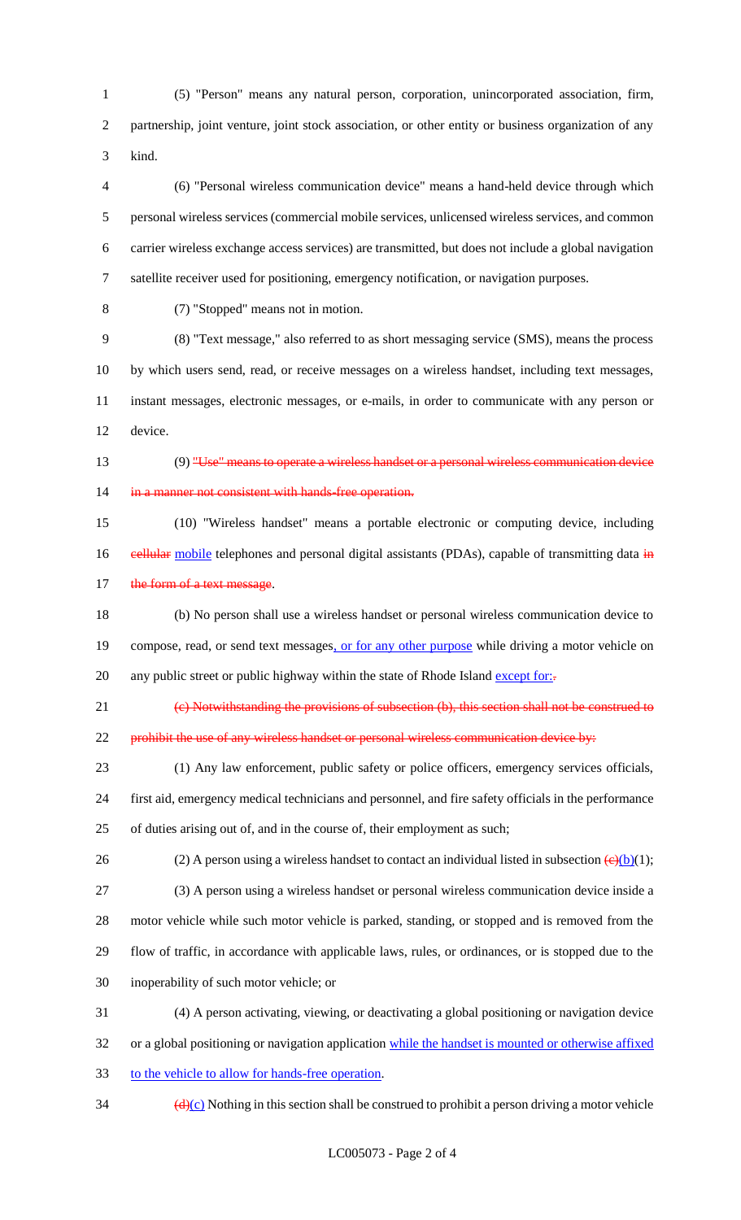(5) "Person" means any natural person, corporation, unincorporated association, firm, partnership, joint venture, joint stock association, or other entity or business organization of any kind.

(6) "Personal wireless communication device" means a hand-held device through which personal wireless services (commercial mobile services, unlicensed wireless services, and common carrier wireless exchange access services) are transmitted, but does not include a global navigation satellite receiver used for positioning, emergency notification, or navigation purposes.

(7) "Stopped" means not in motion.

(8) "Text message," also referred to as short messaging service (SMS), means the process by which users send, read, or receive messages on a wireless handset, including text messages, instant messages, electronic messages, or e-mails, in order to communicate with any person or device.

(9) ~~"Use" means to operate a wireless handset or a personal wireless communication device in a manner not consistent with hands-free operation.~~

(10) "Wireless handset" means a portable electronic or computing device, including ~~cellular~~ mobile telephones and personal digital assistants (PDAs), capable of transmitting data ~~in the form of a text message~~.

(b) No person shall use a wireless handset or personal wireless communication device to compose, read, or send text messages, or for any other purpose while driving a motor vehicle on any public street or public highway within the state of Rhode Island except for:~~.~~

~~(c) Notwithstanding the provisions of subsection (b), this section shall not be construed to prohibit the use of any wireless handset or personal wireless communication device by:~~

(1) Any law enforcement, public safety or police officers, emergency services officials, first aid, emergency medical technicians and personnel, and fire safety officials in the performance of duties arising out of, and in the course of, their employment as such;

(2) A person using a wireless handset to contact an individual listed in subsection ~~(c)~~(b)(1);

(3) A person using a wireless handset or personal wireless communication device inside a motor vehicle while such motor vehicle is parked, standing, or stopped and is removed from the flow of traffic, in accordance with applicable laws, rules, or ordinances, or is stopped due to the inoperability of such motor vehicle; or

(4) A person activating, viewing, or deactivating a global positioning or navigation device or a global positioning or navigation application while the handset is mounted or otherwise affixed to the vehicle to allow for hands-free operation.

~~(d)~~(c) Nothing in this section shall be construed to prohibit a person driving a motor vehicle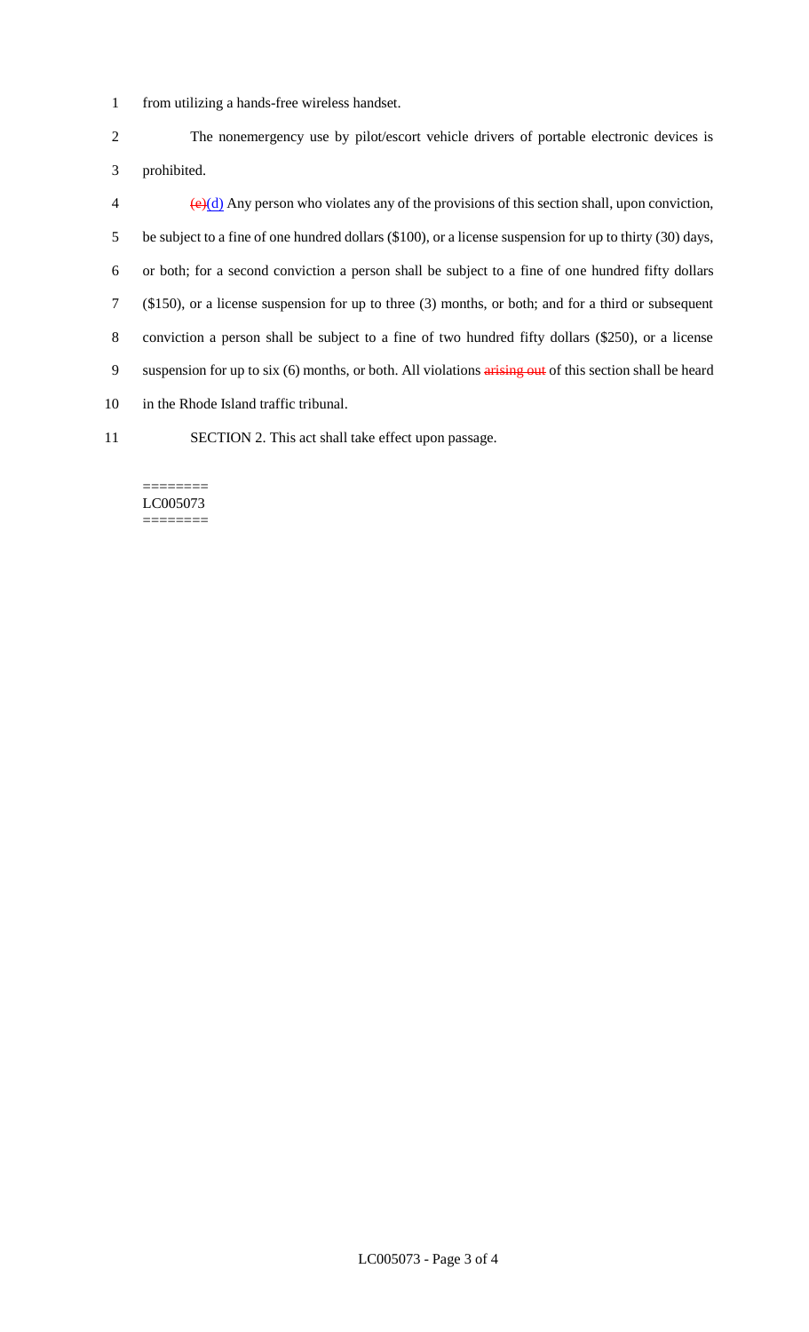from utilizing a hands-free wireless handset.

The nonemergency use by pilot/escort vehicle drivers of portable electronic devices is prohibited.

~~(e)~~(d) Any person who violates any of the provisions of this section shall, upon conviction, be subject to a fine of one hundred dollars ($100), or a license suspension for up to thirty (30) days, or both; for a second conviction a person shall be subject to a fine of one hundred fifty dollars ($150), or a license suspension for up to three (3) months, or both; and for a third or subsequent conviction a person shall be subject to a fine of two hundred fifty dollars ($250), or a license suspension for up to six (6) months, or both. All violations ~~arising out~~ of this section shall be heard in the Rhode Island traffic tribunal.

SECTION 2. This act shall take effect upon passage.

========
LC005073
========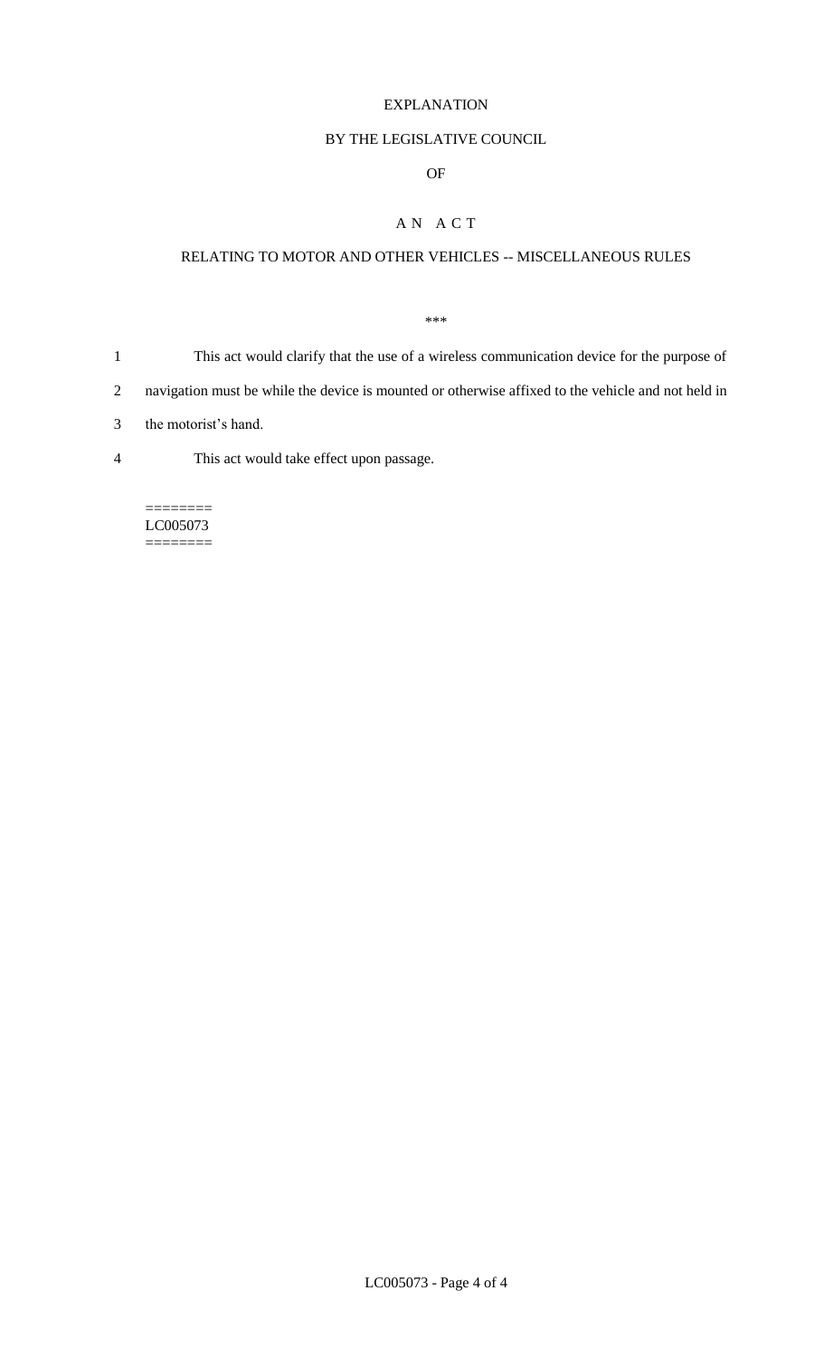EXPLANATION

BY THE LEGISLATIVE COUNCIL

OF

A N A C T

RELATING TO MOTOR AND OTHER VEHICLES -- MISCELLANEOUS RULES

\*\*\*

1 This act would clarify that the use of a wireless communication device for the purpose of

2 navigation must be while the device is mounted or otherwise affixed to the vehicle and not held in

3 the motorist's hand.

4 This act would take effect upon passage.

========
LC005073
========